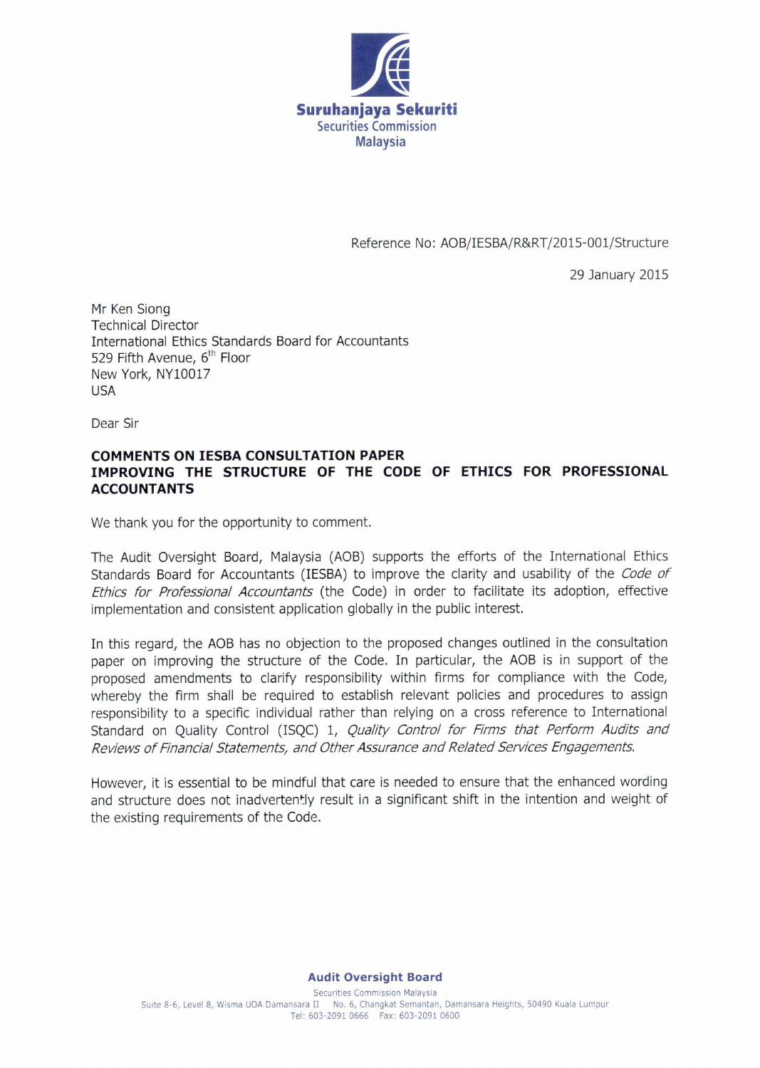Suruhanjaya Sekuriti
Securities Commission
Malaysia

Reference No: AOB/IESBA/R&RT/2015-001/Structure

29 January 2015

Mr Ken Siong
Technical Director
International Ethics Standards Board for Accountants
529 Fifth Avenue, 6th Floor
New York, NY10017
USA

Dear Sir

**COMMENTS ON IESBA CONSULTATION PAPER**
**IMPROVING THE STRUCTURE OF THE CODE OF ETHICS FOR PROFESSIONAL ACCOUNTANTS**

We thank you for the opportunity to comment.

The Audit Oversight Board, Malaysia (AOB) supports the efforts of the International Ethics Standards Board for Accountants (IESBA) to improve the clarity and usability of the *Code of Ethics for Professional Accountants* (the Code) in order to facilitate its adoption, effective implementation and consistent application globally in the public interest.

In this regard, the AOB has no objection to the proposed changes outlined in the consultation paper on improving the structure of the Code. In particular, the AOB is in support of the proposed amendments to clarify responsibility within firms for compliance with the Code, whereby the firm shall be required to establish relevant policies and procedures to assign responsibility to a specific individual rather than relying on a cross reference to International Standard on Quality Control (ISQC) 1, *Quality Control for Firms that Perform Audits and Reviews of Financial Statements, and Other Assurance and Related Services Engagements.*

However, it is essential to be mindful that care is needed to ensure that the enhanced wording and structure does not inadvertently result in a significant shift in the intention and weight of the existing requirements of the Code.

**Audit Oversight Board**
Securities Commission Malaysia
Suite 8-6, Level 8, Wisma UOA Damansara II No. 6, Changkat Semantan, Damansara Heights, 50490 Kuala Lumpur
Tel: 603-2091 0666 Fax: 603-2091 0600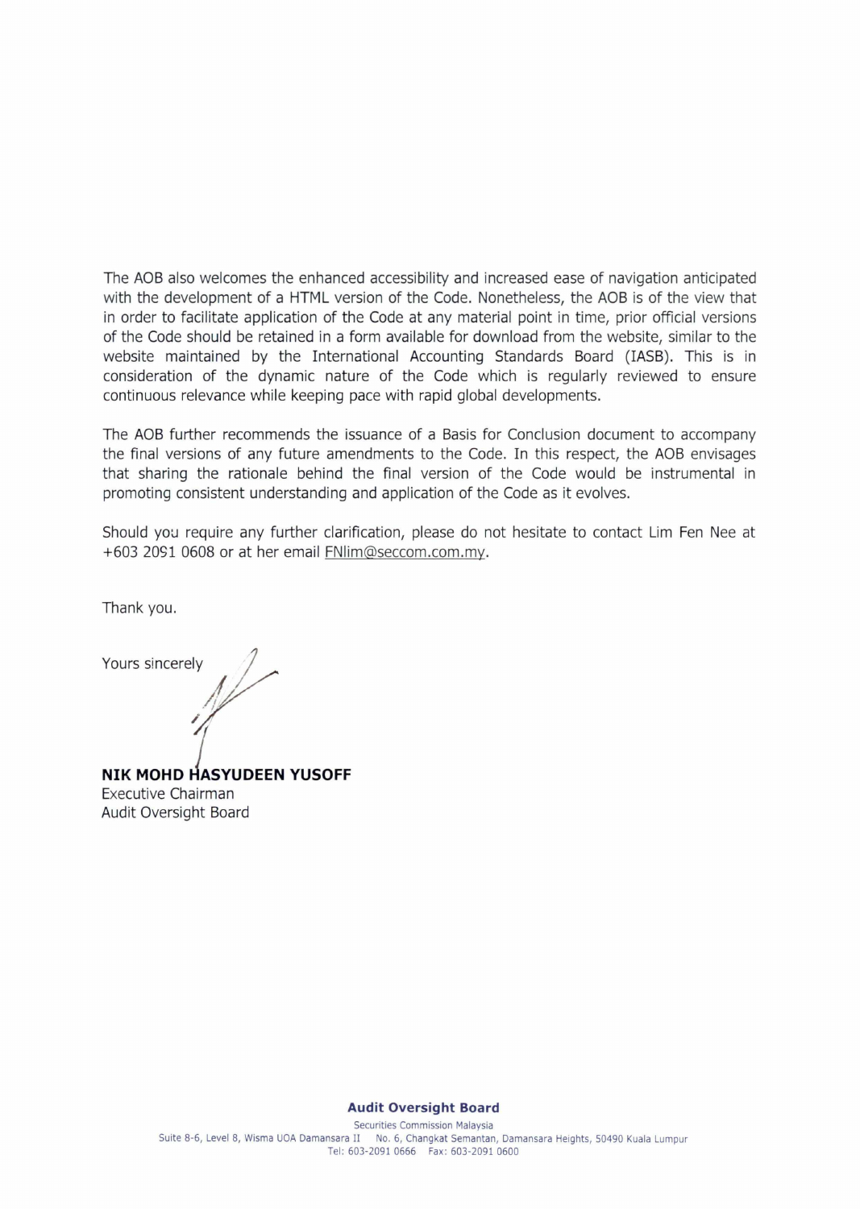The AOB also welcomes the enhanced accessibility and increased ease of navigation anticipated with the development of a HTML version of the Code. Nonetheless, the AOB is of the view that in order to facilitate application of the Code at any material point in time, prior official versions of the Code should be retained in a form available for download from the website, similar to the website maintained by the International Accounting Standards Board (IASB). This is in consideration of the dynamic nature of the Code which is regularly reviewed to ensure continuous relevance while keeping pace with rapid global developments.

The AOB further recommends the issuance of a Basis for Conclusion document to accompany the final versions of any future amendments to the Code. In this respect, the AOB envisages that sharing the rationale behind the final version of the Code would be instrumental in promoting consistent understanding and application of the Code as it evolves.

Should you require any further clarification, please do not hesitate to contact Lim Fen Nee at +603 2091 0608 or at her email FNlim@seccom.com.my.

Thank you.

Yours sincerely

**NIK MOHD HASYUDEEN YUSOFF**
Executive Chairman
Audit Oversight Board

**Audit Oversight Board**
Securities Commission Malaysia
Suite 8-6, Level 8, Wisma UOA Damansara II No. 6, Changkat Semantan, Damansara Heights, 50490 Kuala Lumpur
Tel: 603-2091 0666 Fax: 603-2091 0600